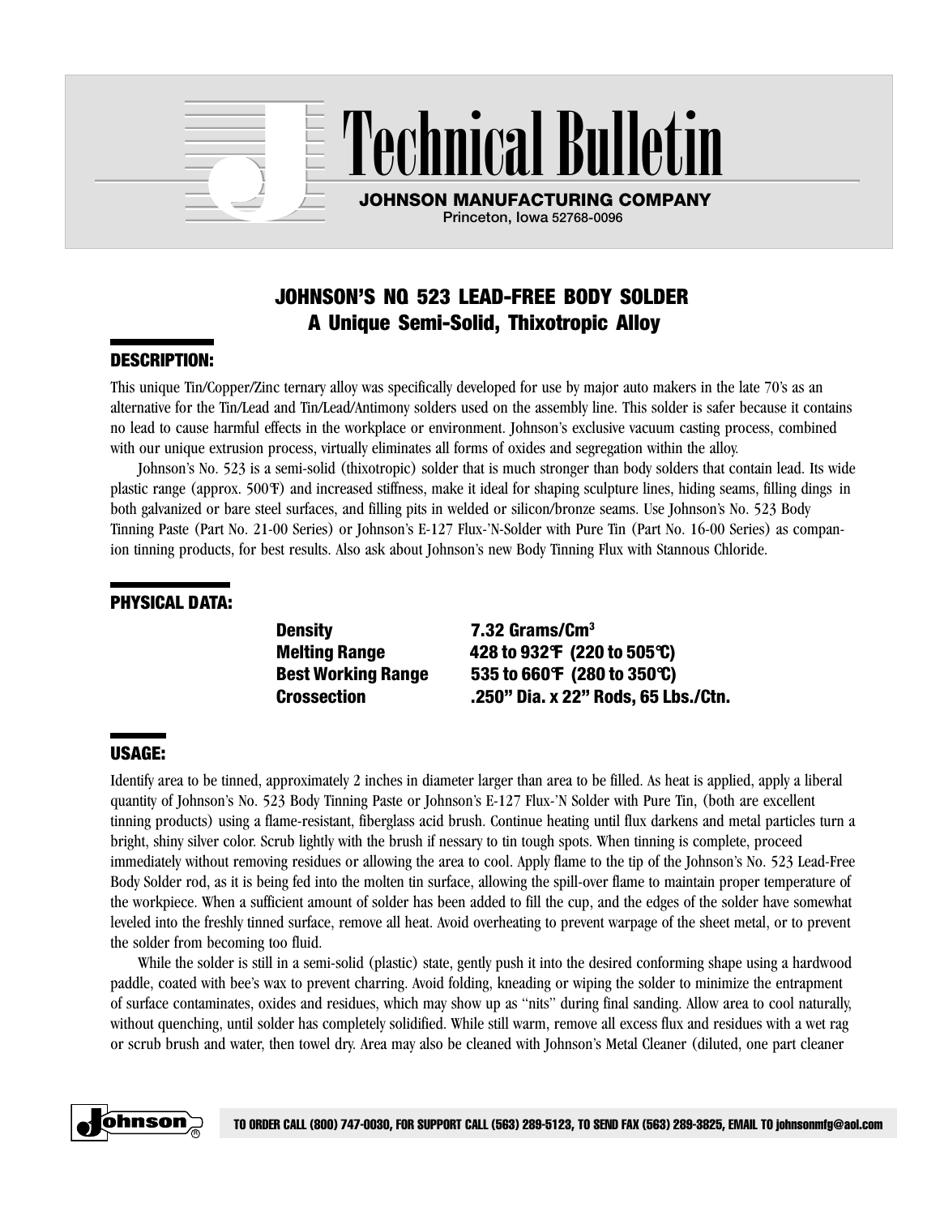# Technical Bulletin

**JOHNSON MANUFACTURING COMPANY**
Princeton, Iowa 52768-0096

## JOHNSON'S NO. 523 LEAD-FREE BODY SOLDER
## A Unique Semi-Solid, Thixotropic Alloy

### DESCRIPTION:

This unique Tin/Copper/Zinc ternary alloy was specifically developed for use by major auto makers in the late 70's as an alternative for the Tin/Lead and Tin/Lead/Antimony solders used on the assembly line. This solder is safer because it contains no lead to cause harmful effects in the workplace or environment. Johnson's exclusive vacuum casting process, combined with our unique extrusion process, virtually eliminates all forms of oxides and segregation within the alloy.

Johnson's No. 523 is a semi-solid (thixotropic) solder that is much stronger than body solders that contain lead. Its wide plastic range (approx. 500°F) and increased stiffness, make it ideal for shaping sculpture lines, hiding seams, filling dings in both galvanized or bare steel surfaces, and filling pits in welded or silicon/bronze seams. Use Johnson's No. 523 Body Tinning Paste (Part No. 21-00 Series) or Johnson's E-127 Flux-'N-Solder with Pure Tin (Part No. 16-00 Series) as companion tinning products, for best results. Also ask about Johnson's new Body Tinning Flux with Stannous Chloride.

### PHYSICAL DATA:

| | |
|---|---|
| **Density** | **7.32 Grams/Cm³** |
| **Melting Range** | **428 to 932°F (220 to 505°C)** |
| **Best Working Range** | **535 to 660°F (280 to 350°C)** |
| **Crossection** | **.250" Dia. x 22" Rods, 65 Lbs./Ctn.** |

### USAGE:

Identify area to be tinned, approximately 2 inches in diameter larger than area to be filled. As heat is applied, apply a liberal quantity of Johnson's No. 523 Body Tinning Paste or Johnson's E-127 Flux-'N Solder with Pure Tin, (both are excellent tinning products) using a flame-resistant, fiberglass acid brush. Continue heating until flux darkens and metal particles turn a bright, shiny silver color. Scrub lightly with the brush if nessary to tin tough spots. When tinning is complete, proceed immediately without removing residues or allowing the area to cool. Apply flame to the tip of the Johnson's No. 523 Lead-Free Body Solder rod, as it is being fed into the molten tin surface, allowing the spill-over flame to maintain proper temperature of the workpiece. When a sufficient amount of solder has been added to fill the cup, and the edges of the solder have somewhat leveled into the freshly tinned surface, remove all heat. Avoid overheating to prevent warpage of the sheet metal, or to prevent the solder from becoming too fluid.

While the solder is still in a semi-solid (plastic) state, gently push it into the desired conforming shape using a hardwood paddle, coated with bee's wax to prevent charring. Avoid folding, kneading or wiping the solder to minimize the entrapment of surface contaminates, oxides and residues, which may show up as "nits" during final sanding. Allow area to cool naturally, without quenching, until solder has completely solidified. While still warm, remove all excess flux and residues with a wet rag or scrub brush and water, then towel dry. Area may also be cleaned with Johnson's Metal Cleaner (diluted, one part cleaner

TO ORDER CALL (800) 747-0030, FOR SUPPORT CALL (563) 289-5123, TO SEND FAX (563) 289-3825, EMAIL TO johnsonmfg@aol.com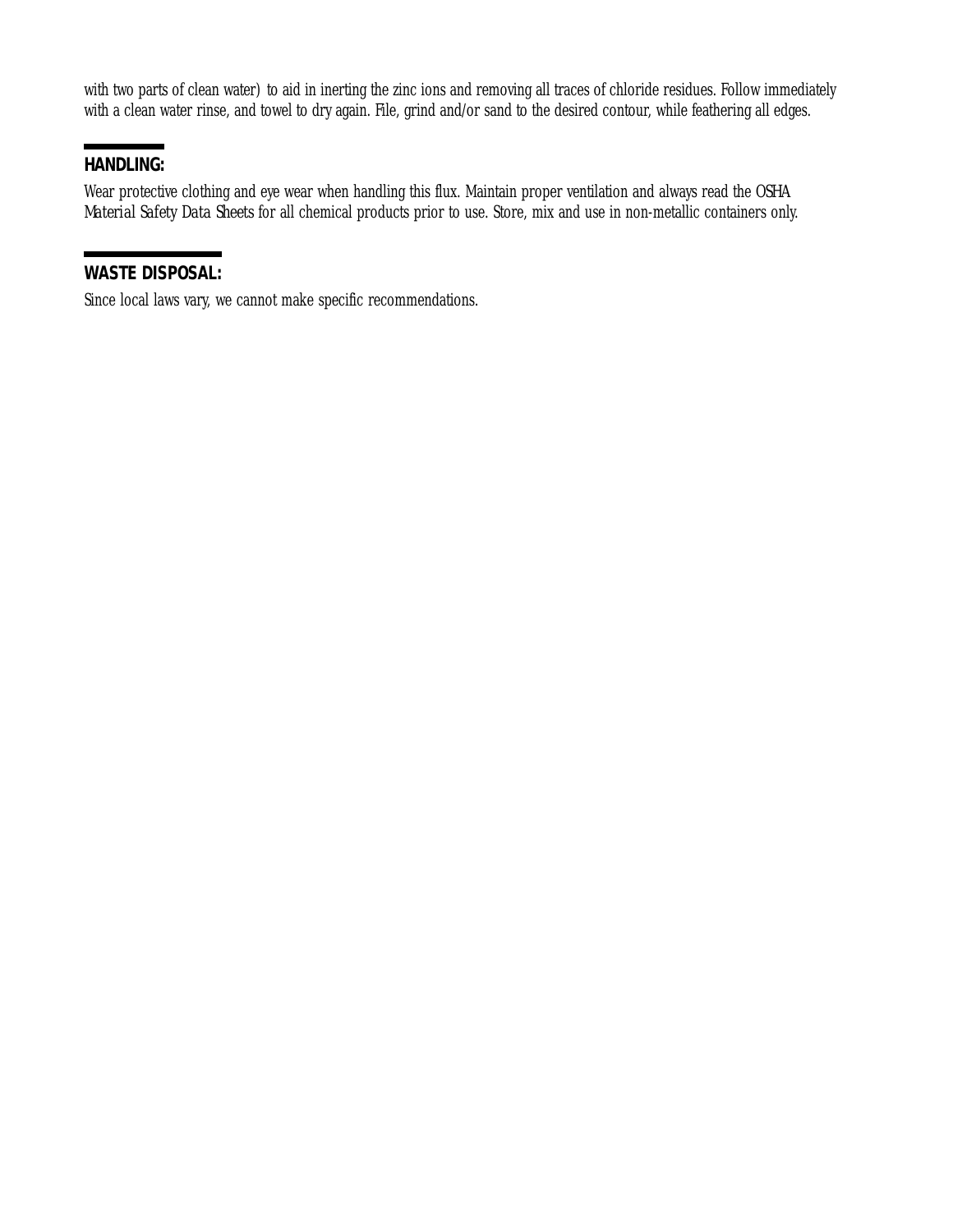with two parts of clean water) to aid in inerting the zinc ions and removing all traces of chloride residues. Follow immediately with a clean water rinse, and towel to dry again. File, grind and/or sand to the desired contour, while feathering all edges.

## HANDLING:

Wear protective clothing and eye wear when handling this flux. Maintain proper ventilation and always read the OSHA *Material Safety Data Sheets* for all chemical products prior to use. Store, mix and use in non-metallic containers only.

## WASTE DISPOSAL:

Since local laws vary, we cannot make specific recommendations.